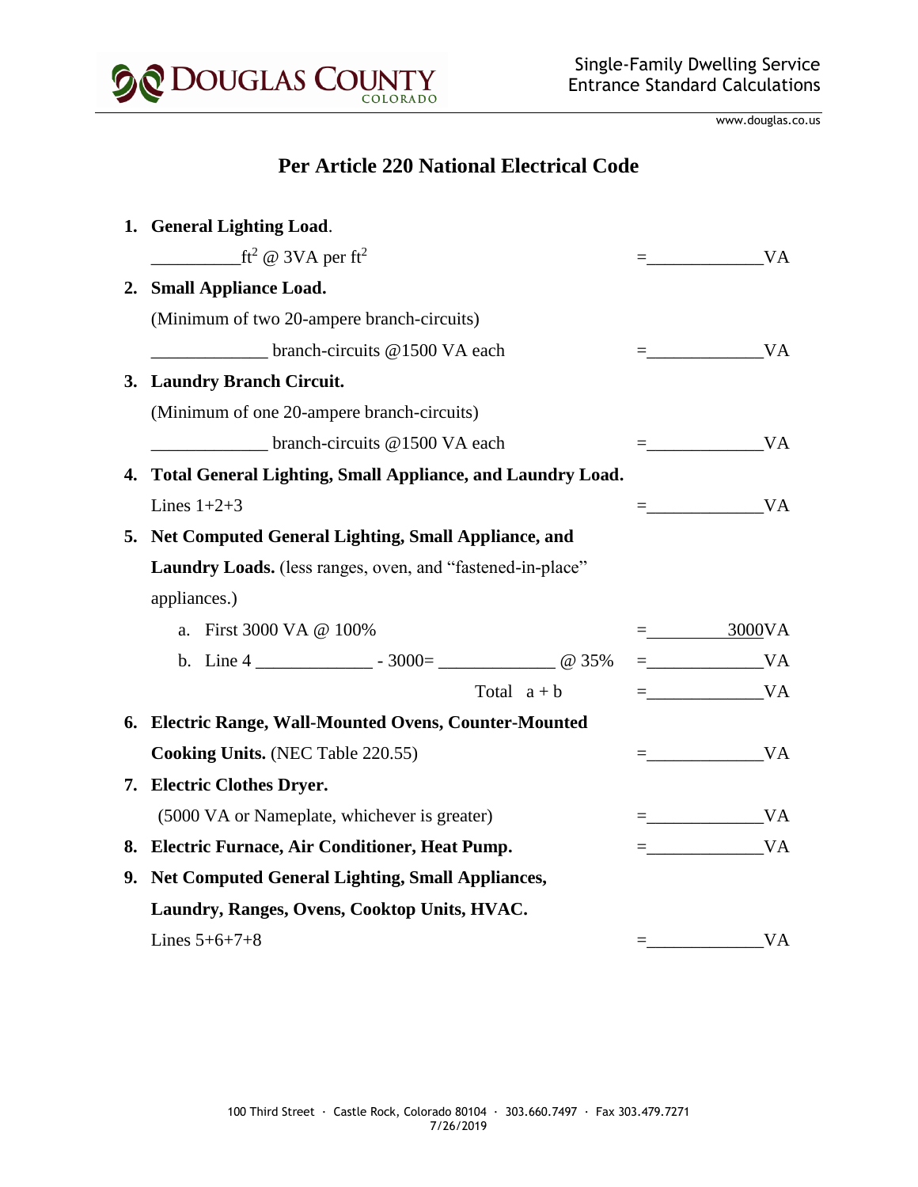Single-Family Dwelling Service Entrance Standard Calculations

www.douglas.co.us

# Per Article 220 National Electrical Code

1. **General Lighting Load**.

   __________ft$^2$ @ 3VA per ft$^2$ =_____________VA

2. **Small Appliance Load.**

   (Minimum of two 20-ampere branch-circuits)

   _____________ branch-circuits @1500 VA each =_____________VA

3. **Laundry Branch Circuit.**

   (Minimum of one 20-ampere branch-circuits)

   _____________ branch-circuits @1500 VA each =_____________VA

4. **Total General Lighting, Small Appliance, and Laundry Load.**

   Lines 1+2+3 =_____________VA

5. **Net Computed General Lighting, Small Appliance, and Laundry Loads.** (less ranges, oven, and "fastened-in-place" appliances.)

   a. First 3000 VA @ 100% = 3000VA

   b. Line 4 _____________ - 3000= _____________ @ 35% =_____________VA

   Total a + b =_____________VA

6. **Electric Range, Wall-Mounted Ovens, Counter-Mounted Cooking Units.** (NEC Table 220.55) =_____________VA

7. **Electric Clothes Dryer.**

   (5000 VA or Nameplate, whichever is greater) =_____________VA

8. **Electric Furnace, Air Conditioner, Heat Pump.** =_____________VA

9. **Net Computed General Lighting, Small Appliances, Laundry, Ranges, Ovens, Cooktop Units, HVAC.**

   Lines 5+6+7+8 =_____________VA

100 Third Street · Castle Rock, Colorado 80104 · 303.660.7497 · Fax 303.479.7271
7/26/2019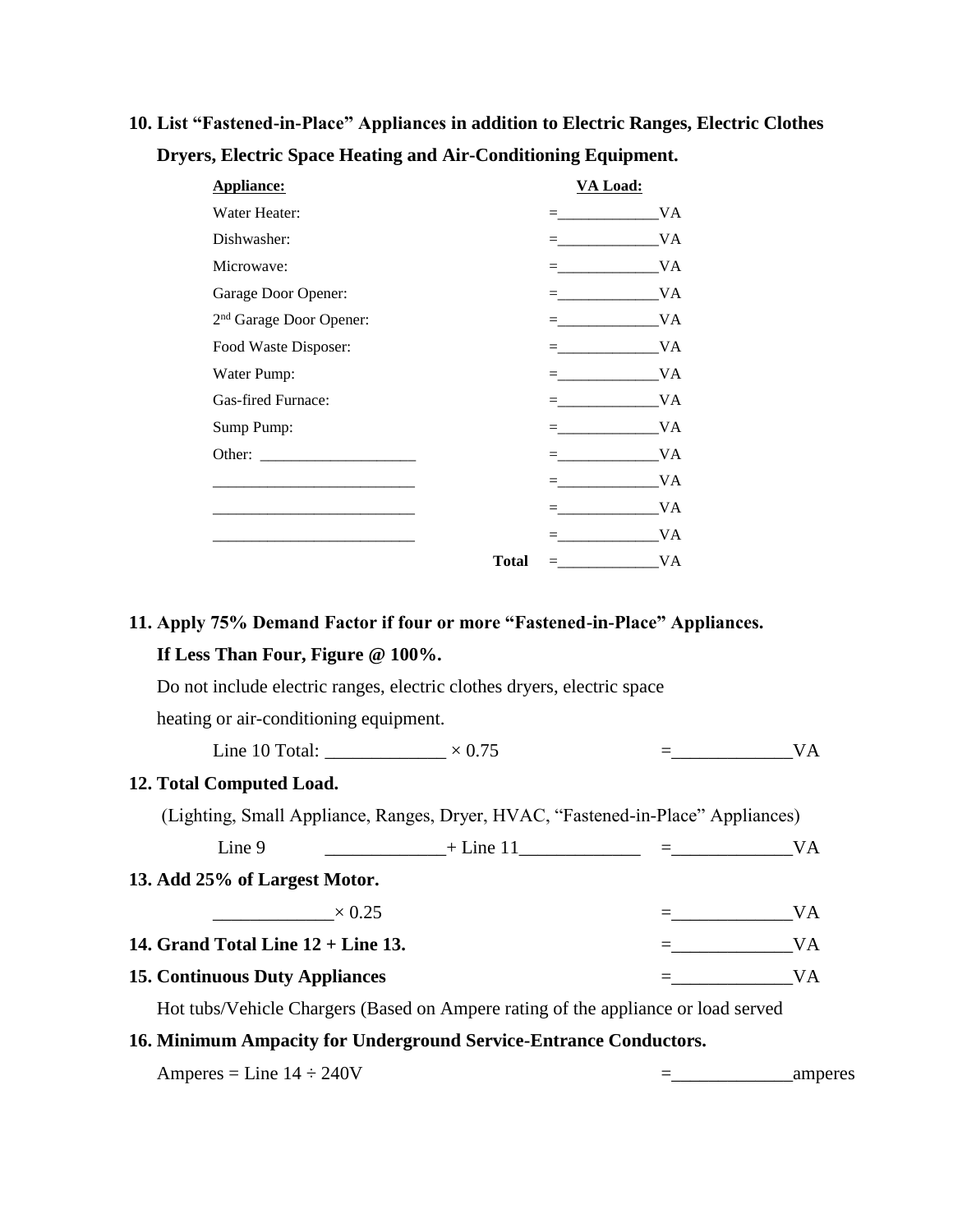**10. List "Fastened-in-Place" Appliances in addition to Electric Ranges, Electric Clothes Dryers, Electric Space Heating and Air-Conditioning Equipment.**

| Appliance: | VA Load: |
|---|---|
| Water Heater: | =____________VA |
| Dishwasher: | =____________VA |
| Microwave: | =____________VA |
| Garage Door Opener: | =____________VA |
| 2nd Garage Door Opener: | =____________VA |
| Food Waste Disposer: | =____________VA |
| Water Pump: | =____________VA |
| Gas-fired Furnace: | =____________VA |
| Sump Pump: | =____________VA |
| Other: ___________________ | =____________VA |
| _________________________ | =____________VA |
| _________________________ | =____________VA |
| _________________________ | =____________VA |
| **Total** | =____________VA |

**11. Apply 75% Demand Factor if four or more "Fastened-in-Place" Appliances. If Less Than Four, Figure @ 100%.**

Do not include electric ranges, electric clothes dryers, electric space heating or air-conditioning equipment.

Line 10 Total: ____________ × 0.75 =____________VA

**12. Total Computed Load.**

(Lighting, Small Appliance, Ranges, Dryer, HVAC, "Fastened-in-Place" Appliances)

Line 9 ____________+ Line 11____________ =____________VA

**13. Add 25% of Largest Motor.**

____________× 0.25 =____________VA

**14. Grand Total Line 12 + Line 13.** =____________VA

**15. Continuous Duty Appliances** =____________VA

Hot tubs/Vehicle Chargers (Based on Ampere rating of the appliance or load served

**16. Minimum Ampacity for Underground Service-Entrance Conductors.**

Amperes = Line 14 ÷ 240V =____________amperes